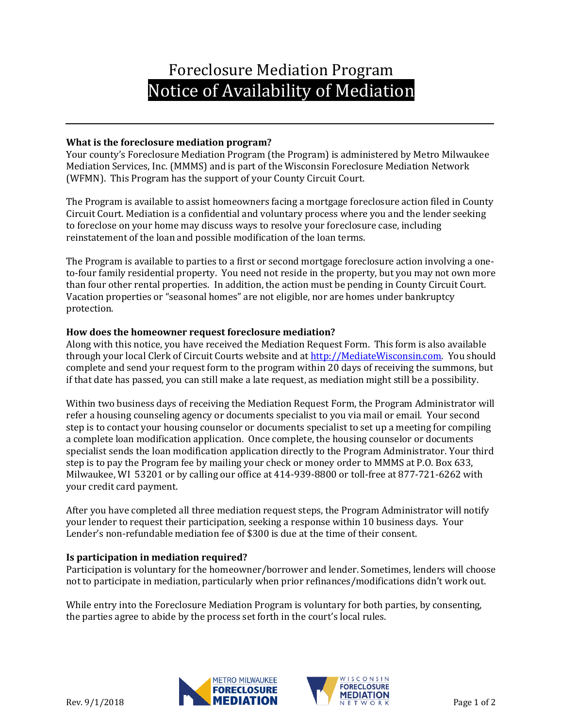# Foreclosure Mediation Program

# Notice of Availability of Mediation

---

**What is the foreclosure mediation program?**

Your county's Foreclosure Mediation Program (the Program) is administered by Metro Milwaukee Mediation Services, Inc. (MMMS) and is part of the Wisconsin Foreclosure Mediation Network (WFMN). This Program has the support of your County Circuit Court.

The Program is available to assist homeowners facing a mortgage foreclosure action filed in County Circuit Court. Mediation is a confidential and voluntary process where you and the lender seeking to foreclose on your home may discuss ways to resolve your foreclosure case, including reinstatement of the loan and possible modification of the loan terms.

The Program is available to parties to a first or second mortgage foreclosure action involving a one-to-four family residential property. You need not reside in the property, but you may not own more than four other rental properties. In addition, the action must be pending in County Circuit Court. Vacation properties or "seasonal homes" are not eligible, nor are homes under bankruptcy protection.

**How does the homeowner request foreclosure mediation?**

Along with this notice, you have received the Mediation Request Form. This form is also available through your local Clerk of Circuit Courts website and at http://MediateWisconsin.com. You should complete and send your request form to the program within 20 days of receiving the summons, but if that date has passed, you can still make a late request, as mediation might still be a possibility.

Within two business days of receiving the Mediation Request Form, the Program Administrator will refer a housing counseling agency or documents specialist to you via mail or email. Your second step is to contact your housing counselor or documents specialist to set up a meeting for compiling a complete loan modification application. Once complete, the housing counselor or documents specialist sends the loan modification application directly to the Program Administrator. Your third step is to pay the Program fee by mailing your check or money order to MMMS at P.O. Box 633, Milwaukee, WI 53201 or by calling our office at 414-939-8800 or toll-free at 877-721-6262 with your credit card payment.

After you have completed all three mediation request steps, the Program Administrator will notify your lender to request their participation, seeking a response within 10 business days. Your Lender's non-refundable mediation fee of $300 is due at the time of their consent.

**Is participation in mediation required?**

Participation is voluntary for the homeowner/borrower and lender. Sometimes, lenders will choose not to participate in mediation, particularly when prior refinances/modifications didn't work out.

While entry into the Foreclosure Mediation Program is voluntary for both parties, by consenting, the parties agree to abide by the process set forth in the court's local rules.

Rev. 9/1/2018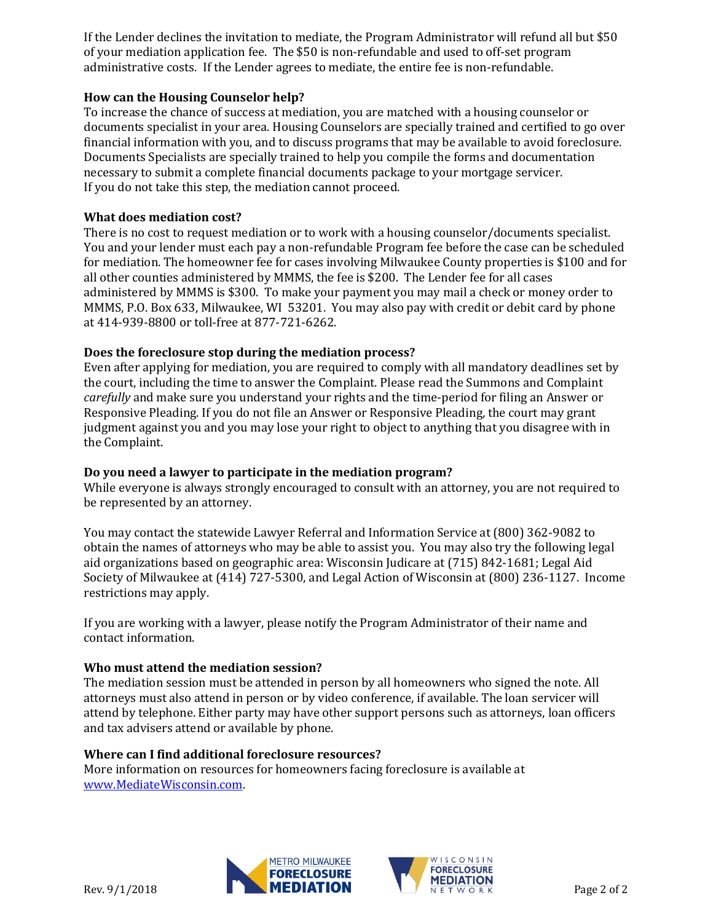If the Lender declines the invitation to mediate, the Program Administrator will refund all but $50 of your mediation application fee. The $50 is non-refundable and used to off-set program administrative costs. If the Lender agrees to mediate, the entire fee is non-refundable.

**How can the Housing Counselor help?**

To increase the chance of success at mediation, you are matched with a housing counselor or documents specialist in your area. Housing Counselors are specially trained and certified to go over financial information with you, and to discuss programs that may be available to avoid foreclosure. Documents Specialists are specially trained to help you compile the forms and documentation necessary to submit a complete financial documents package to your mortgage servicer. If you do not take this step, the mediation cannot proceed.

**What does mediation cost?**

There is no cost to request mediation or to work with a housing counselor/documents specialist. You and your lender must each pay a non-refundable Program fee before the case can be scheduled for mediation. The homeowner fee for cases involving Milwaukee County properties is $100 and for all other counties administered by MMMS, the fee is $200. The Lender fee for all cases administered by MMMS is $300. To make your payment you may mail a check or money order to MMMS, P.O. Box 633, Milwaukee, WI 53201. You may also pay with credit or debit card by phone at 414-939-8800 or toll-free at 877-721-6262.

**Does the foreclosure stop during the mediation process?**

Even after applying for mediation, you are required to comply with all mandatory deadlines set by the court, including the time to answer the Complaint. Please read the Summons and Complaint *carefully* and make sure you understand your rights and the time-period for filing an Answer or Responsive Pleading. If you do not file an Answer or Responsive Pleading, the court may grant judgment against you and you may lose your right to object to anything that you disagree with in the Complaint.

**Do you need a lawyer to participate in the mediation program?**

While everyone is always strongly encouraged to consult with an attorney, you are not required to be represented by an attorney.

You may contact the statewide Lawyer Referral and Information Service at (800) 362-9082 to obtain the names of attorneys who may be able to assist you. You may also try the following legal aid organizations based on geographic area: Wisconsin Judicare at (715) 842-1681; Legal Aid Society of Milwaukee at (414) 727-5300, and Legal Action of Wisconsin at (800) 236-1127. Income restrictions may apply.

If you are working with a lawyer, please notify the Program Administrator of their name and contact information.

**Who must attend the mediation session?**

The mediation session must be attended in person by all homeowners who signed the note. All attorneys must also attend in person or by video conference, if available. The loan servicer will attend by telephone. Either party may have other support persons such as attorneys, loan officers and tax advisers attend or available by phone.

**Where can I find additional foreclosure resources?**

More information on resources for homeowners facing foreclosure is available at [www.MediateWisconsin.com](http://www.MediateWisconsin.com).

Rev. 9/1/2018

METRO MILWAUKEE FORECLOSURE MEDIATION

WISCONSIN FORECLOSURE MEDIATION NETWORK